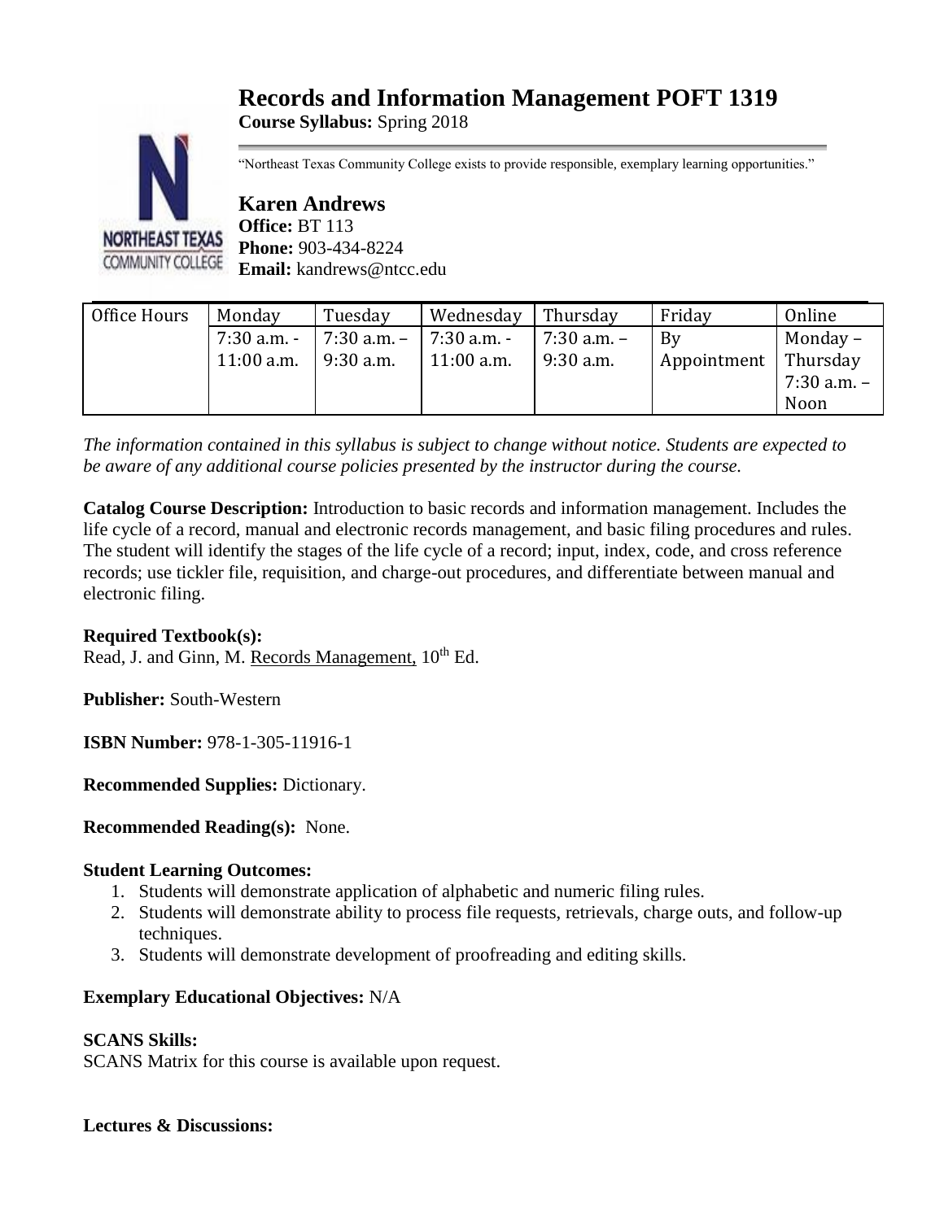# Records and Information Management POFT 1319

**Course Syllabus:** Spring 2018

"Northeast Texas Community College exists to provide responsible, exemplary learning opportunities."

## Karen Andrews

**Office:** BT 113
**Phone:** 903-434-8224
**Email:** kandrews@ntcc.edu

| Office Hours | Monday | Tuesday | Wednesday | Thursday | Friday | Online |
|---|---|---|---|---|---|---|
| | 7:30 a.m. - 11:00 a.m. | 7:30 a.m. – 9:30 a.m. | 7:30 a.m. - 11:00 a.m. | 7:30 a.m. – 9:30 a.m. | By Appointment | Monday – Thursday 7:30 a.m. – Noon |

*The information contained in this syllabus is subject to change without notice. Students are expected to be aware of any additional course policies presented by the instructor during the course.*

**Catalog Course Description:** Introduction to basic records and information management. Includes the life cycle of a record, manual and electronic records management, and basic filing procedures and rules. The student will identify the stages of the life cycle of a record; input, index, code, and cross reference records; use tickler file, requisition, and charge-out procedures, and differentiate between manual and electronic filing.

**Required Textbook(s):**
Read, J. and Ginn, M. Records Management, 10th Ed.

**Publisher:** South-Western

**ISBN Number:** 978-1-305-11916-1

**Recommended Supplies:** Dictionary.

**Recommended Reading(s):** None.

**Student Learning Outcomes:**

1. Students will demonstrate application of alphabetic and numeric filing rules.
2. Students will demonstrate ability to process file requests, retrievals, charge outs, and follow-up techniques.
3. Students will demonstrate development of proofreading and editing skills.

**Exemplary Educational Objectives:** N/A

**SCANS Skills:**
SCANS Matrix for this course is available upon request.

**Lectures & Discussions:**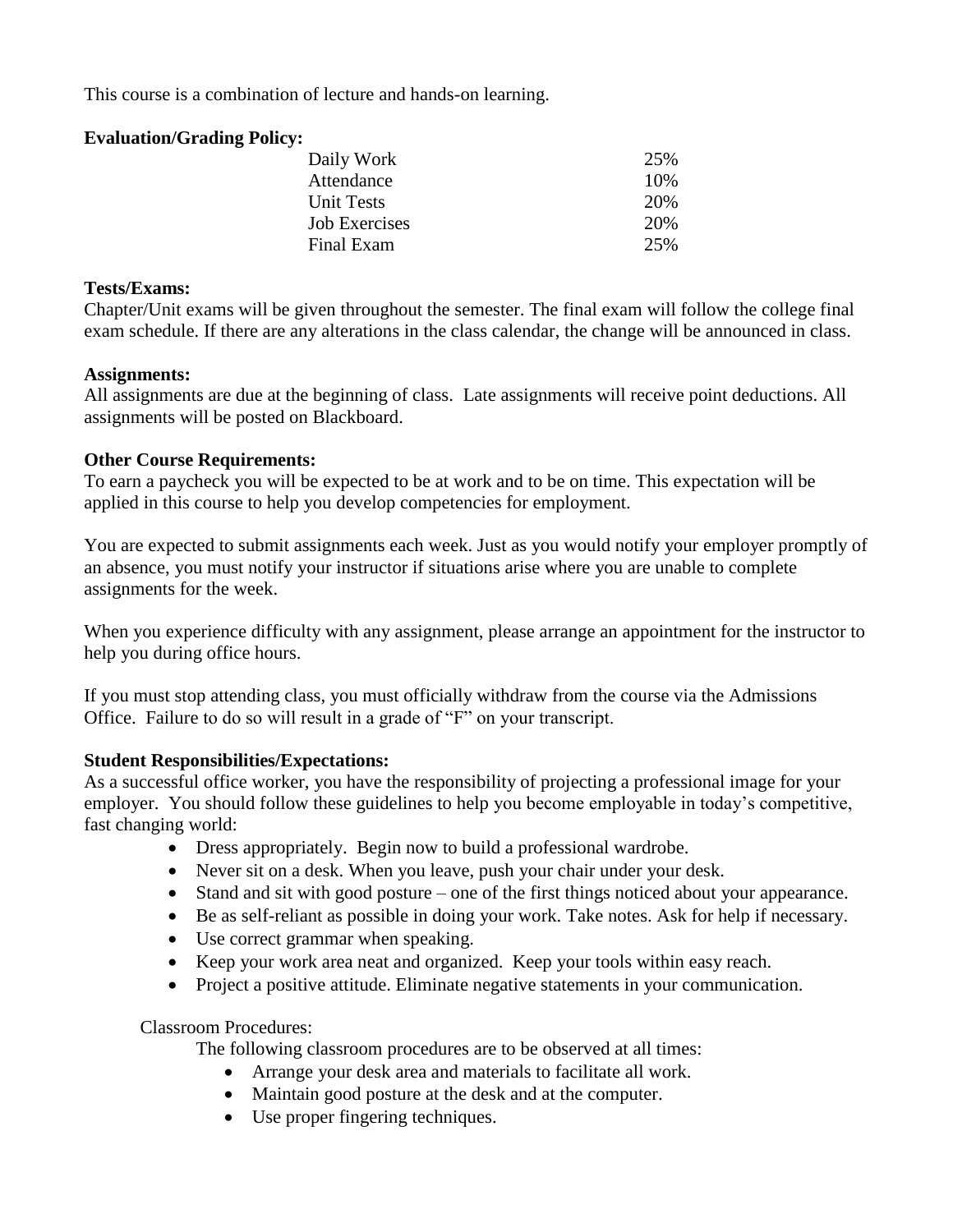This course is a combination of lecture and hands-on learning.

**Evaluation/Grading Policy:**

| | |
|---|---|
| Daily Work | 25% |
| Attendance | 10% |
| Unit Tests | 20% |
| Job Exercises | 20% |
| Final Exam | 25% |

**Tests/Exams:**
Chapter/Unit exams will be given throughout the semester. The final exam will follow the college final exam schedule. If there are any alterations in the class calendar, the change will be announced in class.

**Assignments:**
All assignments are due at the beginning of class. Late assignments will receive point deductions. All assignments will be posted on Blackboard.

**Other Course Requirements:**
To earn a paycheck you will be expected to be at work and to be on time. This expectation will be applied in this course to help you develop competencies for employment.

You are expected to submit assignments each week. Just as you would notify your employer promptly of an absence, you must notify your instructor if situations arise where you are unable to complete assignments for the week.

When you experience difficulty with any assignment, please arrange an appointment for the instructor to help you during office hours.

If you must stop attending class, you must officially withdraw from the course via the Admissions Office. Failure to do so will result in a grade of "F" on your transcript.

**Student Responsibilities/Expectations:**
As a successful office worker, you have the responsibility of projecting a professional image for your employer. You should follow these guidelines to help you become employable in today's competitive, fast changing world:

- Dress appropriately. Begin now to build a professional wardrobe.
- Never sit on a desk. When you leave, push your chair under your desk.
- Stand and sit with good posture – one of the first things noticed about your appearance.
- Be as self-reliant as possible in doing your work. Take notes. Ask for help if necessary.
- Use correct grammar when speaking.
- Keep your work area neat and organized. Keep your tools within easy reach.
- Project a positive attitude. Eliminate negative statements in your communication.

Classroom Procedures:

The following classroom procedures are to be observed at all times:

- Arrange your desk area and materials to facilitate all work.
- Maintain good posture at the desk and at the computer.
- Use proper fingering techniques.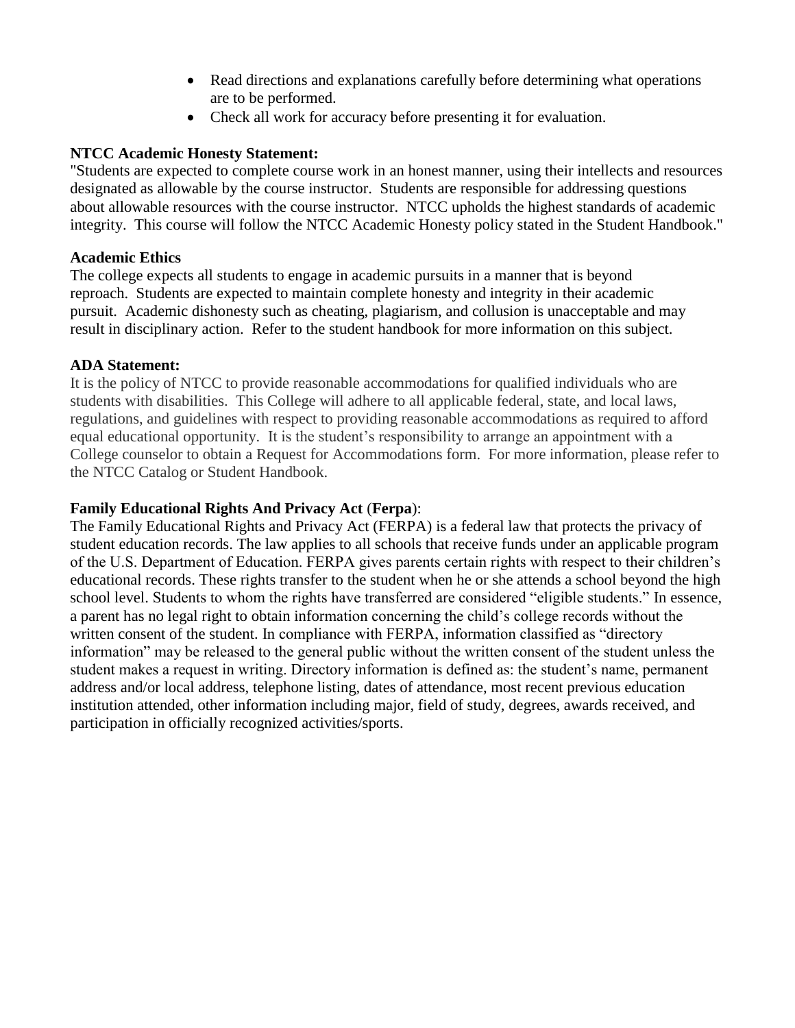- Read directions and explanations carefully before determining what operations are to be performed.
- Check all work for accuracy before presenting it for evaluation.

**NTCC Academic Honesty Statement:**

"Students are expected to complete course work in an honest manner, using their intellects and resources designated as allowable by the course instructor. Students are responsible for addressing questions about allowable resources with the course instructor. NTCC upholds the highest standards of academic integrity. This course will follow the NTCC Academic Honesty policy stated in the Student Handbook."

**Academic Ethics**

The college expects all students to engage in academic pursuits in a manner that is beyond reproach. Students are expected to maintain complete honesty and integrity in their academic pursuit. Academic dishonesty such as cheating, plagiarism, and collusion is unacceptable and may result in disciplinary action. Refer to the student handbook for more information on this subject.

**ADA Statement:**

It is the policy of NTCC to provide reasonable accommodations for qualified individuals who are students with disabilities. This College will adhere to all applicable federal, state, and local laws, regulations, and guidelines with respect to providing reasonable accommodations as required to afford equal educational opportunity. It is the student's responsibility to arrange an appointment with a College counselor to obtain a Request for Accommodations form. For more information, please refer to the NTCC Catalog or Student Handbook.

**Family Educational Rights And Privacy Act** (**Ferpa**):

The Family Educational Rights and Privacy Act (FERPA) is a federal law that protects the privacy of student education records. The law applies to all schools that receive funds under an applicable program of the U.S. Department of Education. FERPA gives parents certain rights with respect to their children's educational records. These rights transfer to the student when he or she attends a school beyond the high school level. Students to whom the rights have transferred are considered "eligible students." In essence, a parent has no legal right to obtain information concerning the child's college records without the written consent of the student. In compliance with FERPA, information classified as "directory information" may be released to the general public without the written consent of the student unless the student makes a request in writing. Directory information is defined as: the student's name, permanent address and/or local address, telephone listing, dates of attendance, most recent previous education institution attended, other information including major, field of study, degrees, awards received, and participation in officially recognized activities/sports.